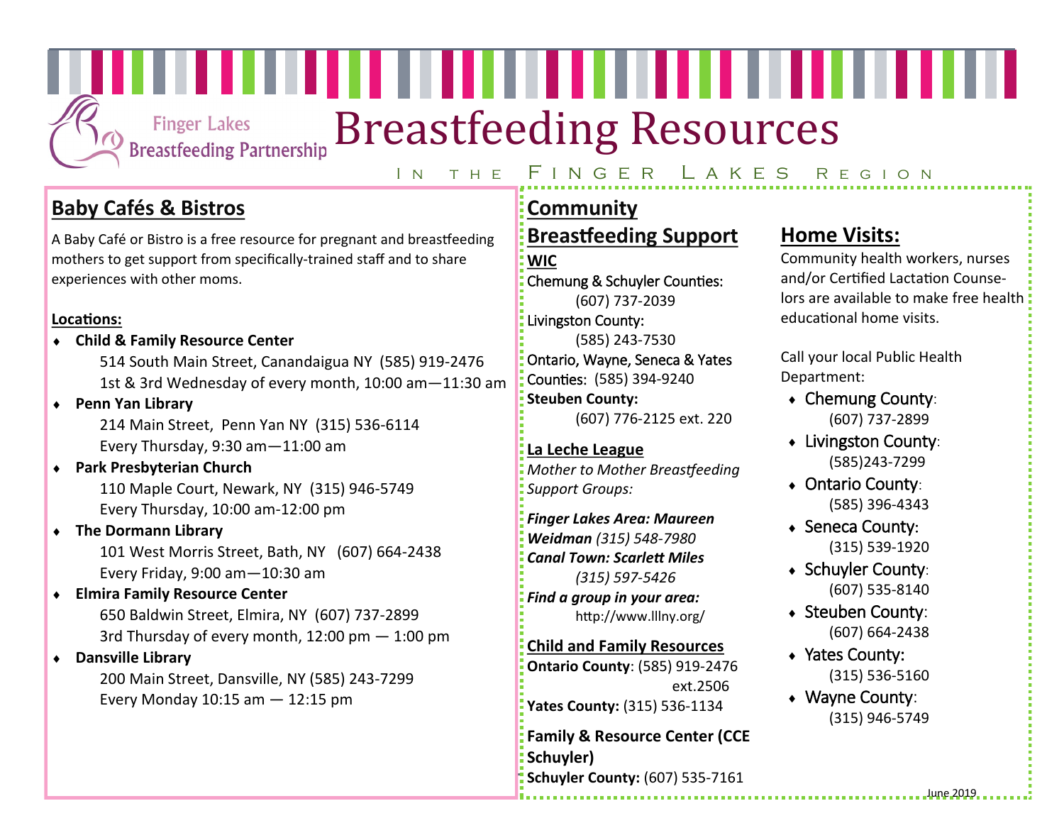Finger Lakes Breastfeeding Partnership

# Breastfeeding Resources

In the Finger Lakes Region

## Baby Cafés & Bistros

A Baby Café or Bistro is a free resource for pregnant and breastfeeding mothers to get support from specifically-trained staff and to share experiences with other moms.

**Locations:**

- **Child & Family Resource Center**
  514 South Main Street, Canandaigua NY (585) 919-2476
  1st & 3rd Wednesday of every month, 10:00 am—11:30 am
- **Penn Yan Library**
  214 Main Street, Penn Yan NY (315) 536-6114
  Every Thursday, 9:30 am—11:00 am
- **Park Presbyterian Church**
  110 Maple Court, Newark, NY (315) 946-5749
  Every Thursday, 10:00 am-12:00 pm
- **The Dormann Library**
  101 West Morris Street, Bath, NY (607) 664-2438
  Every Friday, 9:00 am—10:30 am
- **Elmira Family Resource Center**
  650 Baldwin Street, Elmira, NY (607) 737-2899
  3rd Thursday of every month, 12:00 pm — 1:00 pm
- **Dansville Library**
  200 Main Street, Dansville, NY (585) 243-7299
  Every Monday 10:15 am — 12:15 pm

## Community Breastfeeding Support

**WIC**

Chemung & Schuyler Counties:
(607) 737-2039

Livingston County:
(585) 243-7530

Ontario, Wayne, Seneca & Yates Counties: (585) 394-9240

**Steuben County:**
(607) 776-2125 ext. 220

**La Leche League**

*Mother to Mother Breastfeeding Support Groups:*

***Finger Lakes Area: Maureen Weidman*** *(315) 548-7980*
***Canal Town: Scarlett Miles*** *(315) 597-5426*
***Find a group in your area:***
http://www.lllny.org/

**Child and Family Resources**

**Ontario County**: (585) 919-2476 ext.2506
**Yates County:** (315) 536-1134

**Family & Resource Center (CCE Schuyler)**
**Schuyler County:** (607) 535-7161

## Home Visits:

Community health workers, nurses and/or Certified Lactation Counselors are available to make free health educational home visits.

Call your local Public Health Department:

- Chemung County: (607) 737-2899
- Livingston County: (585)243-7299
- Ontario County: (585) 396-4343
- Seneca County: (315) 539-1920
- Schuyler County: (607) 535-8140
- Steuben County: (607) 664-2438
- Yates County: (315) 536-5160
- Wayne County: (315) 946-5749

June 2019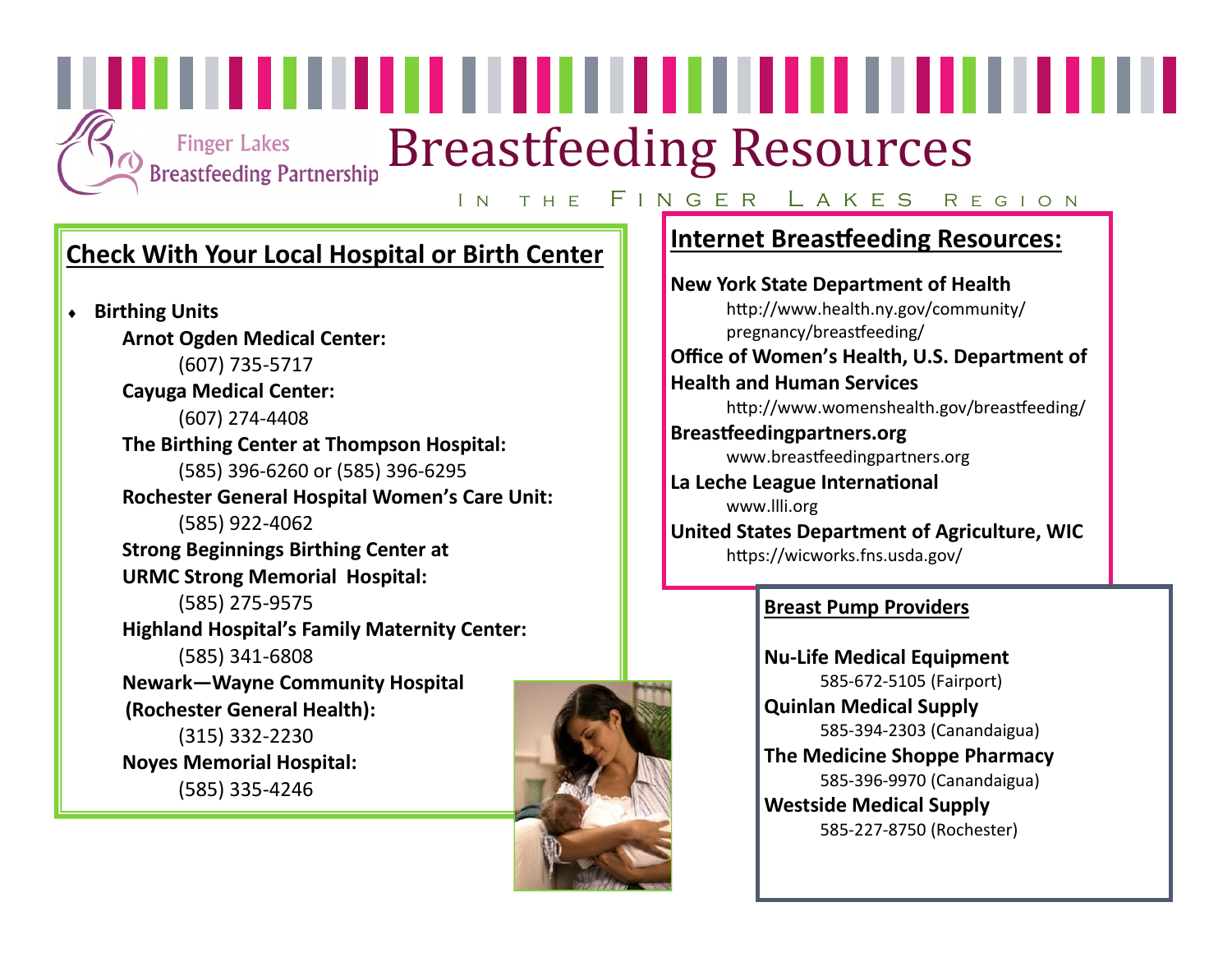Finger Lakes Breastfeeding Partnership

# Breastfeeding Resources

IN THE FINGER LAKES REGION

## Check With Your Local Hospital or Birth Center

- **Birthing Units**
  - **Arnot Ogden Medical Center:**
    (607) 735-5717
  - **Cayuga Medical Center:**
    (607) 274-4408
  - **The Birthing Center at Thompson Hospital:**
    (585) 396-6260 or (585) 396-6295
  - **Rochester General Hospital Women's Care Unit:**
    (585) 922-4062
  - **Strong Beginnings Birthing Center at URMC Strong Memorial Hospital:**
    (585) 275-9575
  - **Highland Hospital's Family Maternity Center:**
    (585) 341-6808
  - **Newark—Wayne Community Hospital (Rochester General Health):**
    (315) 332-2230
  - **Noyes Memorial Hospital:**
    (585) 335-4246

## Internet Breastfeeding Resources:

**New York State Department of Health**
http://www.health.ny.gov/community/pregnancy/breastfeeding/

**Office of Women's Health, U.S. Department of Health and Human Services**
http://www.womenshealth.gov/breastfeeding/

**Breastfeedingpartners.org**
www.breastfeedingpartners.org

**La Leche League International**
www.llli.org

**United States Department of Agriculture, WIC**
https://wicworks.fns.usda.gov/

## Breast Pump Providers

**Nu-Life Medical Equipment**
585-672-5105 (Fairport)

**Quinlan Medical Supply**
585-394-2303 (Canandaigua)

**The Medicine Shoppe Pharmacy**
585-396-9970 (Canandaigua)

**Westside Medical Supply**
585-227-8750 (Rochester)